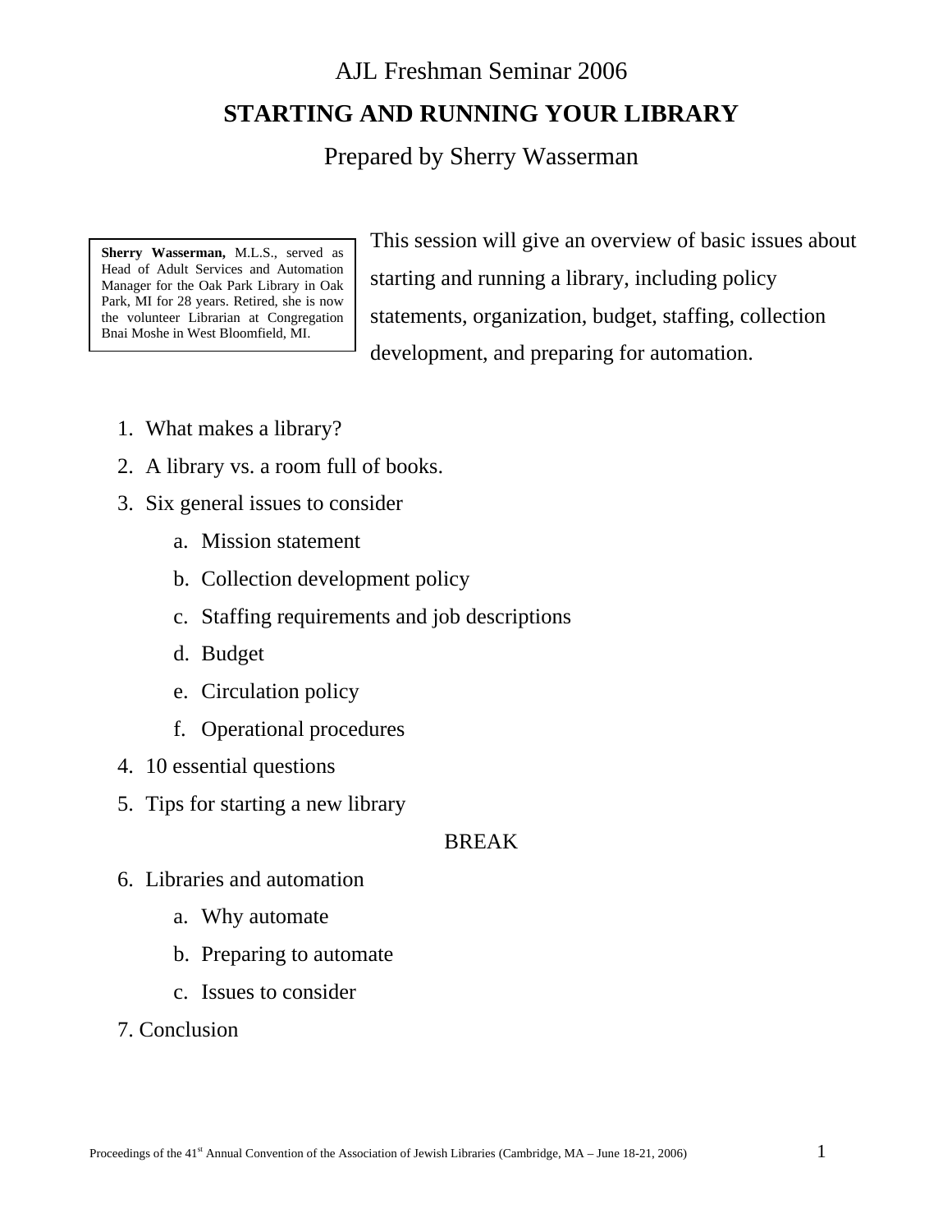# AJL Freshman Seminar 2006

## STARTING AND RUNNING YOUR LIBRARY

Prepared by Sherry Wasserman

**Sherry Wasserman,** M.L.S., served as Head of Adult Services and Automation Manager for the Oak Park Library in Oak Park, MI for 28 years. Retired, she is now the volunteer Librarian at Congregation Bnai Moshe in West Bloomfield, MI.

This session will give an overview of basic issues about starting and running a library, including policy statements, organization, budget, staffing, collection development, and preparing for automation.

1. What makes a library?
2. A library vs. a room full of books.
3. Six general issues to consider
   a. Mission statement
   b. Collection development policy
   c. Staffing requirements and job descriptions
   d. Budget
   e. Circulation policy
   f. Operational procedures
4. 10 essential questions
5. Tips for starting a new library

BREAK

6. Libraries and automation
   a. Why automate
   b. Preparing to automate
   c. Issues to consider
7. Conclusion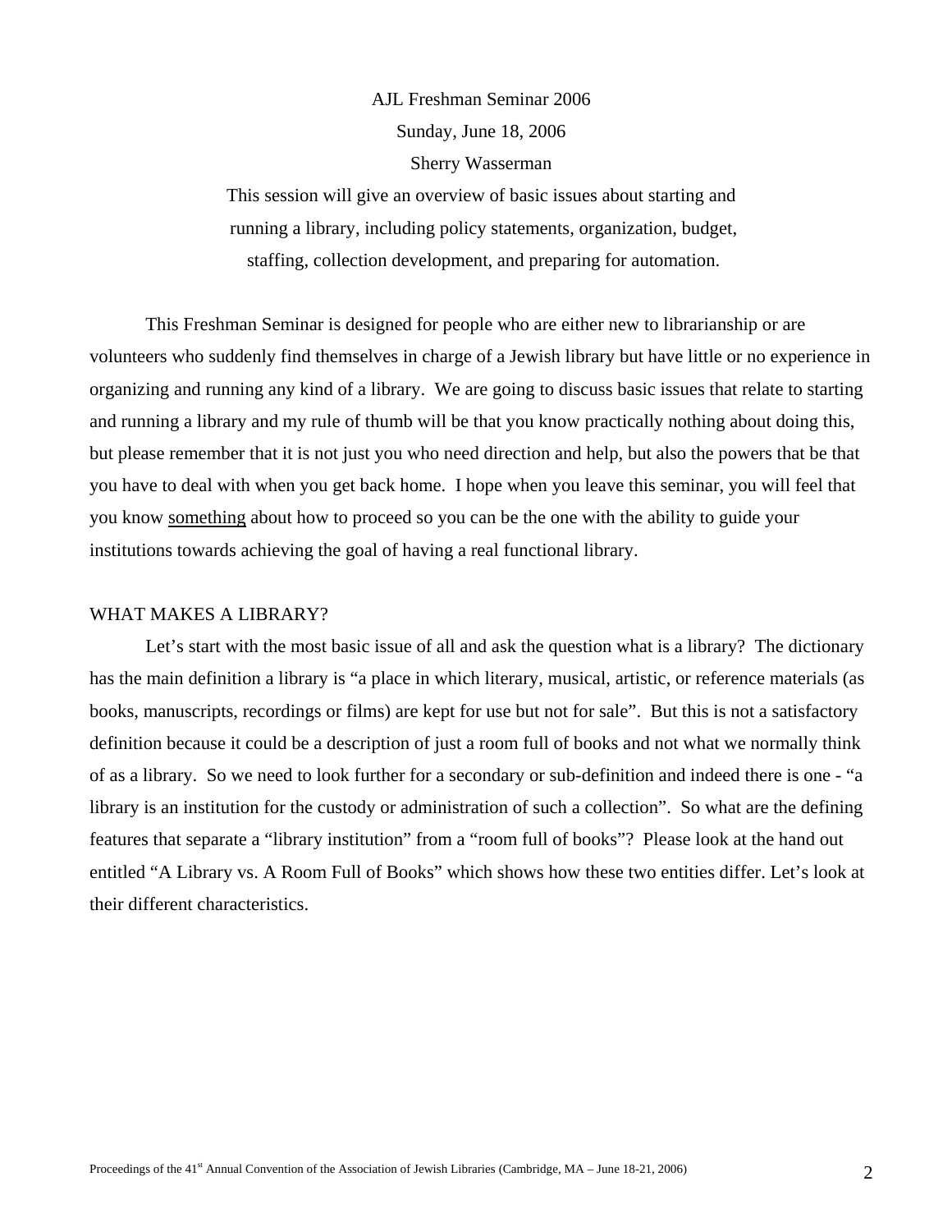AJL Freshman Seminar 2006

Sunday, June 18, 2006

Sherry Wasserman

This session will give an overview of basic issues about starting and running a library, including policy statements, organization, budget, staffing, collection development, and preparing for automation.

This Freshman Seminar is designed for people who are either new to librarianship or are volunteers who suddenly find themselves in charge of a Jewish library but have little or no experience in organizing and running any kind of a library. We are going to discuss basic issues that relate to starting and running a library and my rule of thumb will be that you know practically nothing about doing this, but please remember that it is not just you who need direction and help, but also the powers that be that you have to deal with when you get back home. I hope when you leave this seminar, you will feel that you know <u>something</u> about how to proceed so you can be the one with the ability to guide your institutions towards achieving the goal of having a real functional library.

## WHAT MAKES A LIBRARY?

Let's start with the most basic issue of all and ask the question what is a library? The dictionary has the main definition a library is "a place in which literary, musical, artistic, or reference materials (as books, manuscripts, recordings or films) are kept for use but not for sale". But this is not a satisfactory definition because it could be a description of just a room full of books and not what we normally think of as a library. So we need to look further for a secondary or sub-definition and indeed there is one - "a library is an institution for the custody or administration of such a collection". So what are the defining features that separate a "library institution" from a "room full of books"? Please look at the hand out entitled "A Library vs. A Room Full of Books" which shows how these two entities differ. Let's look at their different characteristics.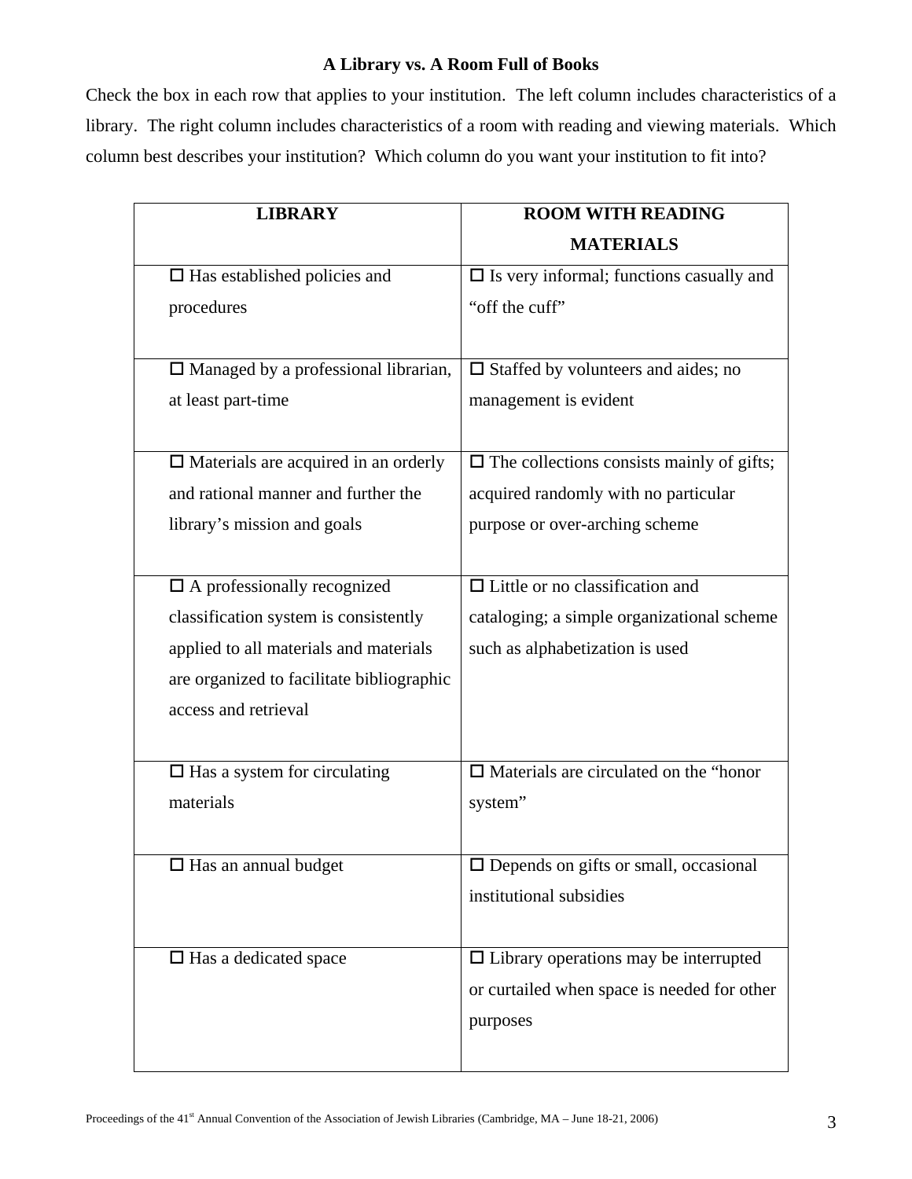**A Library vs. A Room Full of Books**

Check the box in each row that applies to your institution. The left column includes characteristics of a library. The right column includes characteristics of a room with reading and viewing materials. Which column best describes your institution? Which column do you want your institution to fit into?

| LIBRARY | ROOM WITH READING MATERIALS |
|---|---|
| ☐ Has established policies and procedures | ☐ Is very informal; functions casually and "off the cuff" |
| ☐ Managed by a professional librarian, at least part-time | ☐ Staffed by volunteers and aides; no management is evident |
| ☐ Materials are acquired in an orderly and rational manner and further the library's mission and goals | ☐ The collections consists mainly of gifts; acquired randomly with no particular purpose or over-arching scheme |
| ☐ A professionally recognized classification system is consistently applied to all materials and materials are organized to facilitate bibliographic access and retrieval | ☐ Little or no classification and cataloging; a simple organizational scheme such as alphabetization is used |
| ☐ Has a system for circulating materials | ☐ Materials are circulated on the "honor system" |
| ☐ Has an annual budget | ☐ Depends on gifts or small, occasional institutional subsidies |
| ☐ Has a dedicated space | ☐ Library operations may be interrupted or curtailed when space is needed for other purposes |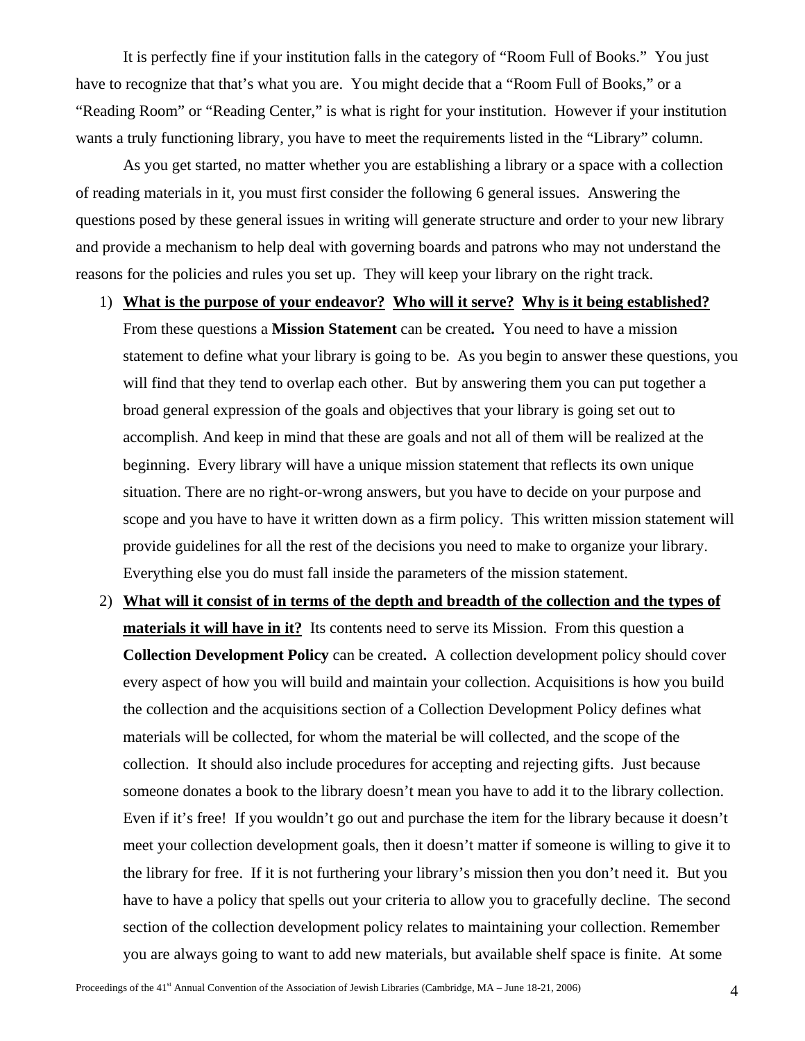It is perfectly fine if your institution falls in the category of "Room Full of Books." You just have to recognize that that's what you are. You might decide that a "Room Full of Books," or a "Reading Room" or "Reading Center," is what is right for your institution. However if your institution wants a truly functioning library, you have to meet the requirements listed in the "Library" column.

As you get started, no matter whether you are establishing a library or a space with a collection of reading materials in it, you must first consider the following 6 general issues. Answering the questions posed by these general issues in writing will generate structure and order to your new library and provide a mechanism to help deal with governing boards and patrons who may not understand the reasons for the policies and rules you set up. They will keep your library on the right track.

1) **<u>What is the purpose of your endeavor?</u> <u>Who will it serve?</u> <u>Why is it being established?</u>** From these questions a **Mission Statement** can be created**.** You need to have a mission statement to define what your library is going to be. As you begin to answer these questions, you will find that they tend to overlap each other. But by answering them you can put together a broad general expression of the goals and objectives that your library is going set out to accomplish. And keep in mind that these are goals and not all of them will be realized at the beginning. Every library will have a unique mission statement that reflects its own unique situation. There are no right-or-wrong answers, but you have to decide on your purpose and scope and you have to have it written down as a firm policy. This written mission statement will provide guidelines for all the rest of the decisions you need to make to organize your library. Everything else you do must fall inside the parameters of the mission statement.
2) **<u>What will it consist of in terms of the depth and breadth of the collection and the types of materials it will have in it?</u>** Its contents need to serve its Mission. From this question a **Collection Development Policy** can be created**.** A collection development policy should cover every aspect of how you will build and maintain your collection. Acquisitions is how you build the collection and the acquisitions section of a Collection Development Policy defines what materials will be collected, for whom the material be will collected, and the scope of the collection. It should also include procedures for accepting and rejecting gifts. Just because someone donates a book to the library doesn't mean you have to add it to the library collection. Even if it's free! If you wouldn't go out and purchase the item for the library because it doesn't meet your collection development goals, then it doesn't matter if someone is willing to give it to the library for free. If it is not furthering your library's mission then you don't need it. But you have to have a policy that spells out your criteria to allow you to gracefully decline. The second section of the collection development policy relates to maintaining your collection. Remember you are always going to want to add new materials, but available shelf space is finite. At some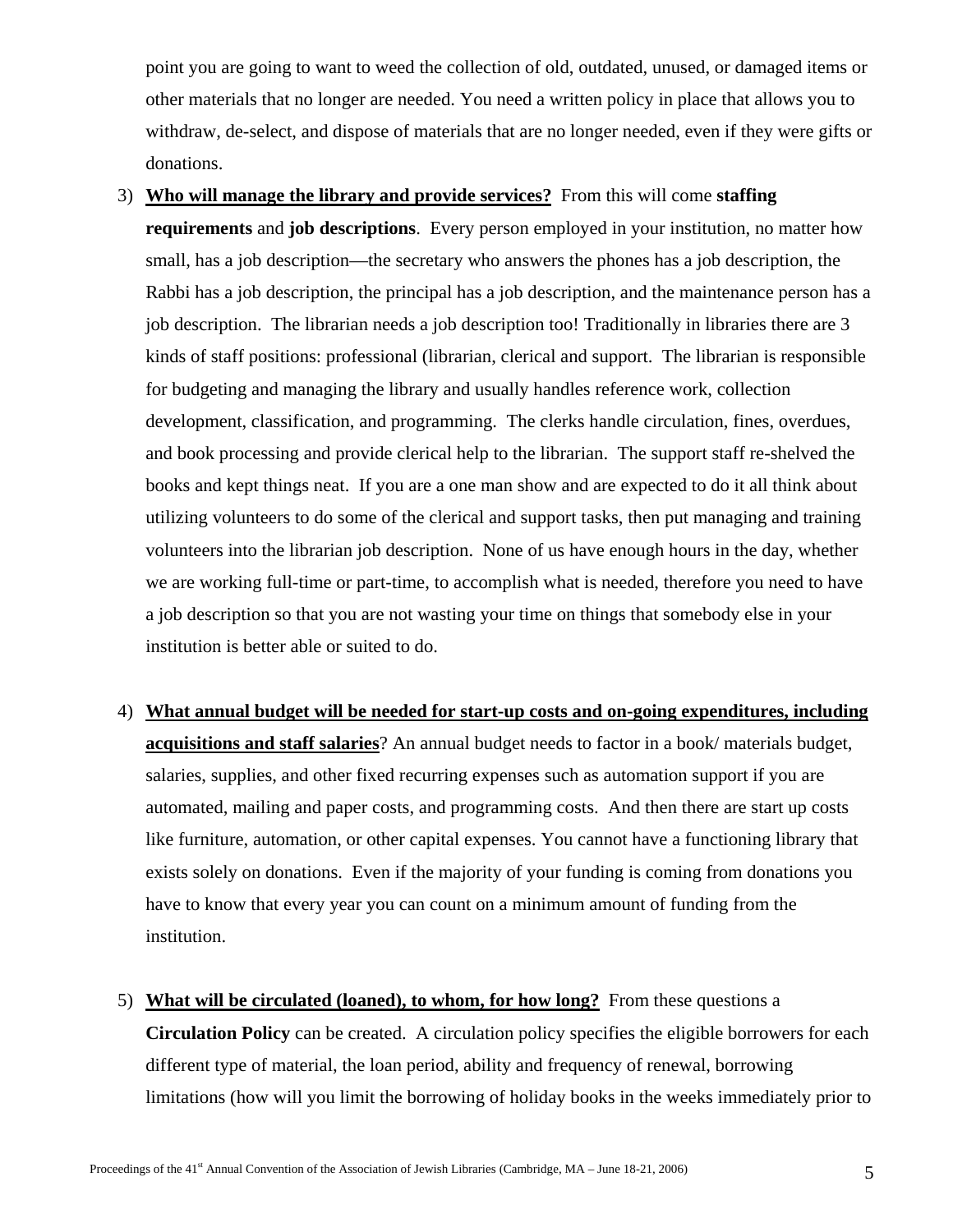point you are going to want to weed the collection of old, outdated, unused, or damaged items or other materials that no longer are needed. You need a written policy in place that allows you to withdraw, de-select, and dispose of materials that are no longer needed, even if they were gifts or donations.

3) **<u>Who will manage the library and provide services?</u>** From this will come **staffing requirements** and **job descriptions**. Every person employed in your institution, no matter how small, has a job description—the secretary who answers the phones has a job description, the Rabbi has a job description, the principal has a job description, and the maintenance person has a job description. The librarian needs a job description too! Traditionally in libraries there are 3 kinds of staff positions: professional (librarian, clerical and support. The librarian is responsible for budgeting and managing the library and usually handles reference work, collection development, classification, and programming. The clerks handle circulation, fines, overdues, and book processing and provide clerical help to the librarian. The support staff re-shelved the books and kept things neat. If you are a one man show and are expected to do it all think about utilizing volunteers to do some of the clerical and support tasks, then put managing and training volunteers into the librarian job description. None of us have enough hours in the day, whether we are working full-time or part-time, to accomplish what is needed, therefore you need to have a job description so that you are not wasting your time on things that somebody else in your institution is better able or suited to do.

4) **<u>What annual budget will be needed for start-up costs and on-going expenditures, including acquisitions and staff salaries</u>**? An annual budget needs to factor in a book/ materials budget, salaries, supplies, and other fixed recurring expenses such as automation support if you are automated, mailing and paper costs, and programming costs. And then there are start up costs like furniture, automation, or other capital expenses. You cannot have a functioning library that exists solely on donations. Even if the majority of your funding is coming from donations you have to know that every year you can count on a minimum amount of funding from the institution.

5) **<u>What will be circulated (loaned), to whom, for how long?</u>** From these questions a **Circulation Policy** can be created. A circulation policy specifies the eligible borrowers for each different type of material, the loan period, ability and frequency of renewal, borrowing limitations (how will you limit the borrowing of holiday books in the weeks immediately prior to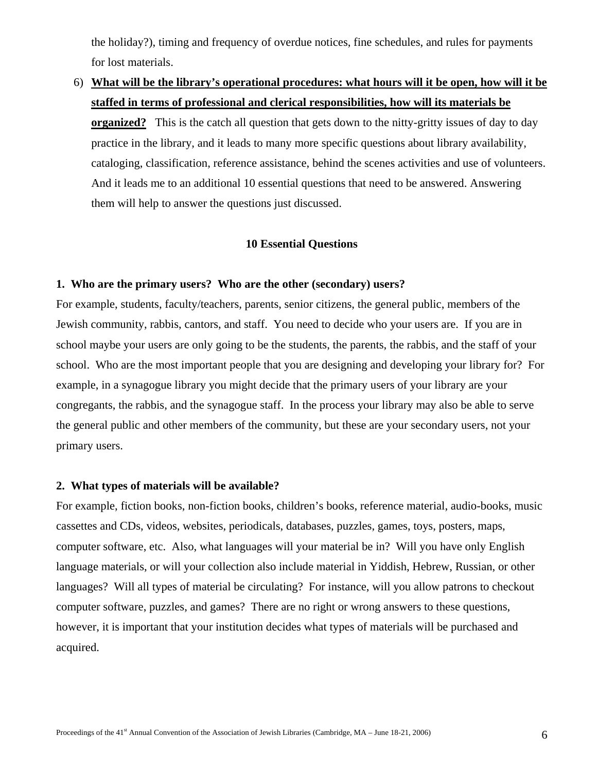the holiday?), timing and frequency of overdue notices, fine schedules, and rules for payments for lost materials.

6) **<u>What will be the library's operational procedures: what hours will it be open, how will it be staffed in terms of professional and clerical responsibilities, how will its materials be organized?</u>** This is the catch all question that gets down to the nitty-gritty issues of day to day practice in the library, and it leads to many more specific questions about library availability, cataloging, classification, reference assistance, behind the scenes activities and use of volunteers. And it leads me to an additional 10 essential questions that need to be answered. Answering them will help to answer the questions just discussed.

## 10 Essential Questions

**1. Who are the primary users? Who are the other (secondary) users?**

For example, students, faculty/teachers, parents, senior citizens, the general public, members of the Jewish community, rabbis, cantors, and staff. You need to decide who your users are. If you are in school maybe your users are only going to be the students, the parents, the rabbis, and the staff of your school. Who are the most important people that you are designing and developing your library for? For example, in a synagogue library you might decide that the primary users of your library are your congregants, the rabbis, and the synagogue staff. In the process your library may also be able to serve the general public and other members of the community, but these are your secondary users, not your primary users.

**2. What types of materials will be available?**

For example, fiction books, non-fiction books, children's books, reference material, audio-books, music cassettes and CDs, videos, websites, periodicals, databases, puzzles, games, toys, posters, maps, computer software, etc. Also, what languages will your material be in? Will you have only English language materials, or will your collection also include material in Yiddish, Hebrew, Russian, or other languages? Will all types of material be circulating? For instance, will you allow patrons to checkout computer software, puzzles, and games? There are no right or wrong answers to these questions, however, it is important that your institution decides what types of materials will be purchased and acquired.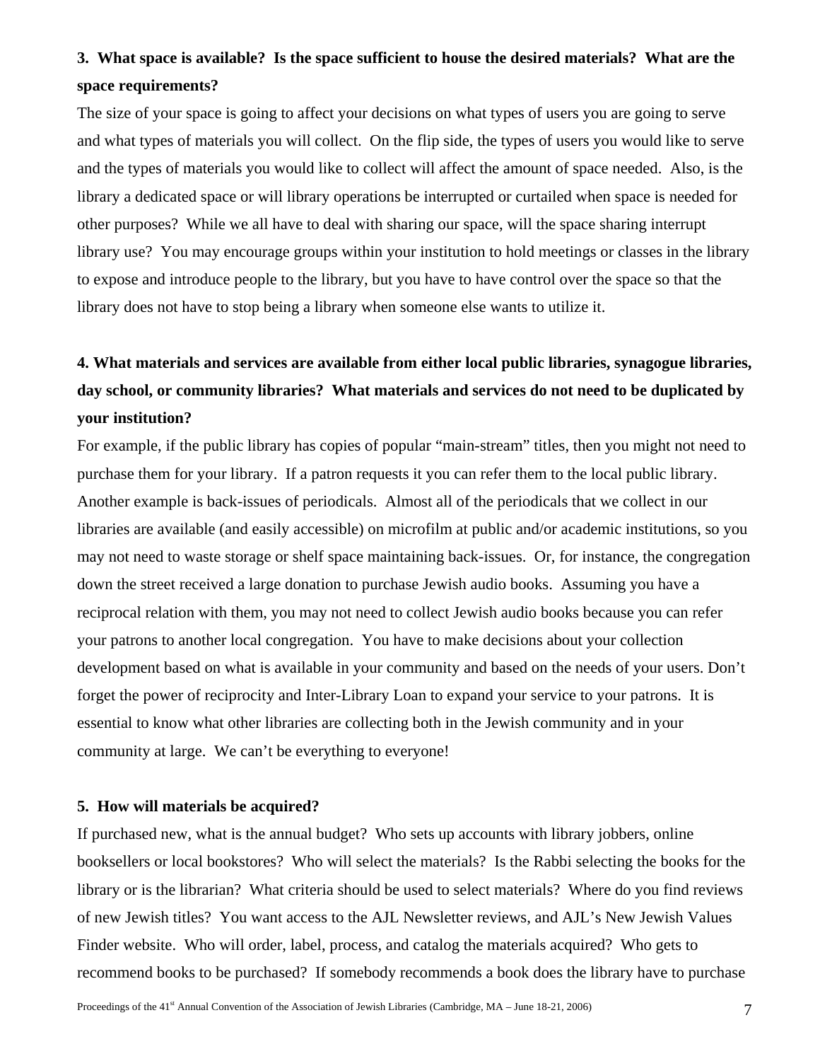**3. What space is available? Is the space sufficient to house the desired materials? What are the space requirements?**

The size of your space is going to affect your decisions on what types of users you are going to serve and what types of materials you will collect. On the flip side, the types of users you would like to serve and the types of materials you would like to collect will affect the amount of space needed. Also, is the library a dedicated space or will library operations be interrupted or curtailed when space is needed for other purposes? While we all have to deal with sharing our space, will the space sharing interrupt library use? You may encourage groups within your institution to hold meetings or classes in the library to expose and introduce people to the library, but you have to have control over the space so that the library does not have to stop being a library when someone else wants to utilize it.

**4. What materials and services are available from either local public libraries, synagogue libraries, day school, or community libraries? What materials and services do not need to be duplicated by your institution?**

For example, if the public library has copies of popular "main-stream" titles, then you might not need to purchase them for your library. If a patron requests it you can refer them to the local public library. Another example is back-issues of periodicals. Almost all of the periodicals that we collect in our libraries are available (and easily accessible) on microfilm at public and/or academic institutions, so you may not need to waste storage or shelf space maintaining back-issues. Or, for instance, the congregation down the street received a large donation to purchase Jewish audio books. Assuming you have a reciprocal relation with them, you may not need to collect Jewish audio books because you can refer your patrons to another local congregation. You have to make decisions about your collection development based on what is available in your community and based on the needs of your users. Don't forget the power of reciprocity and Inter-Library Loan to expand your service to your patrons. It is essential to know what other libraries are collecting both in the Jewish community and in your community at large. We can't be everything to everyone!

**5. How will materials be acquired?**

If purchased new, what is the annual budget? Who sets up accounts with library jobbers, online booksellers or local bookstores? Who will select the materials? Is the Rabbi selecting the books for the library or is the librarian? What criteria should be used to select materials? Where do you find reviews of new Jewish titles? You want access to the AJL Newsletter reviews, and AJL's New Jewish Values Finder website. Who will order, label, process, and catalog the materials acquired? Who gets to recommend books to be purchased? If somebody recommends a book does the library have to purchase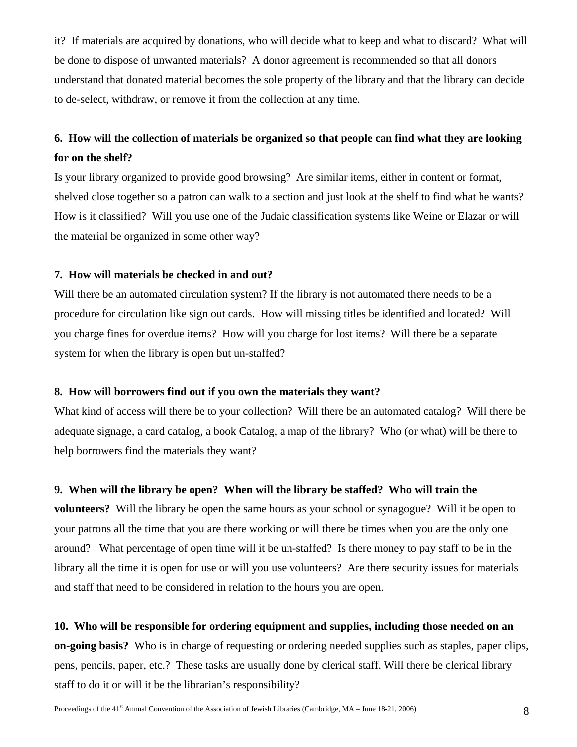it? If materials are acquired by donations, who will decide what to keep and what to discard? What will be done to dispose of unwanted materials? A donor agreement is recommended so that all donors understand that donated material becomes the sole property of the library and that the library can decide to de-select, withdraw, or remove it from the collection at any time.

**6. How will the collection of materials be organized so that people can find what they are looking for on the shelf?**

Is your library organized to provide good browsing? Are similar items, either in content or format, shelved close together so a patron can walk to a section and just look at the shelf to find what he wants? How is it classified? Will you use one of the Judaic classification systems like Weine or Elazar or will the material be organized in some other way?

**7. How will materials be checked in and out?**

Will there be an automated circulation system? If the library is not automated there needs to be a procedure for circulation like sign out cards. How will missing titles be identified and located? Will you charge fines for overdue items? How will you charge for lost items? Will there be a separate system for when the library is open but un-staffed?

**8. How will borrowers find out if you own the materials they want?**

What kind of access will there be to your collection? Will there be an automated catalog? Will there be adequate signage, a card catalog, a book Catalog, a map of the library? Who (or what) will be there to help borrowers find the materials they want?

**9. When will the library be open? When will the library be staffed? Who will train the volunteers?** Will the library be open the same hours as your school or synagogue? Will it be open to your patrons all the time that you are there working or will there be times when you are the only one around? What percentage of open time will it be un-staffed? Is there money to pay staff to be in the library all the time it is open for use or will you use volunteers? Are there security issues for materials and staff that need to be considered in relation to the hours you are open.

**10. Who will be responsible for ordering equipment and supplies, including those needed on an on-going basis?** Who is in charge of requesting or ordering needed supplies such as staples, paper clips, pens, pencils, paper, etc.? These tasks are usually done by clerical staff. Will there be clerical library staff to do it or will it be the librarian's responsibility?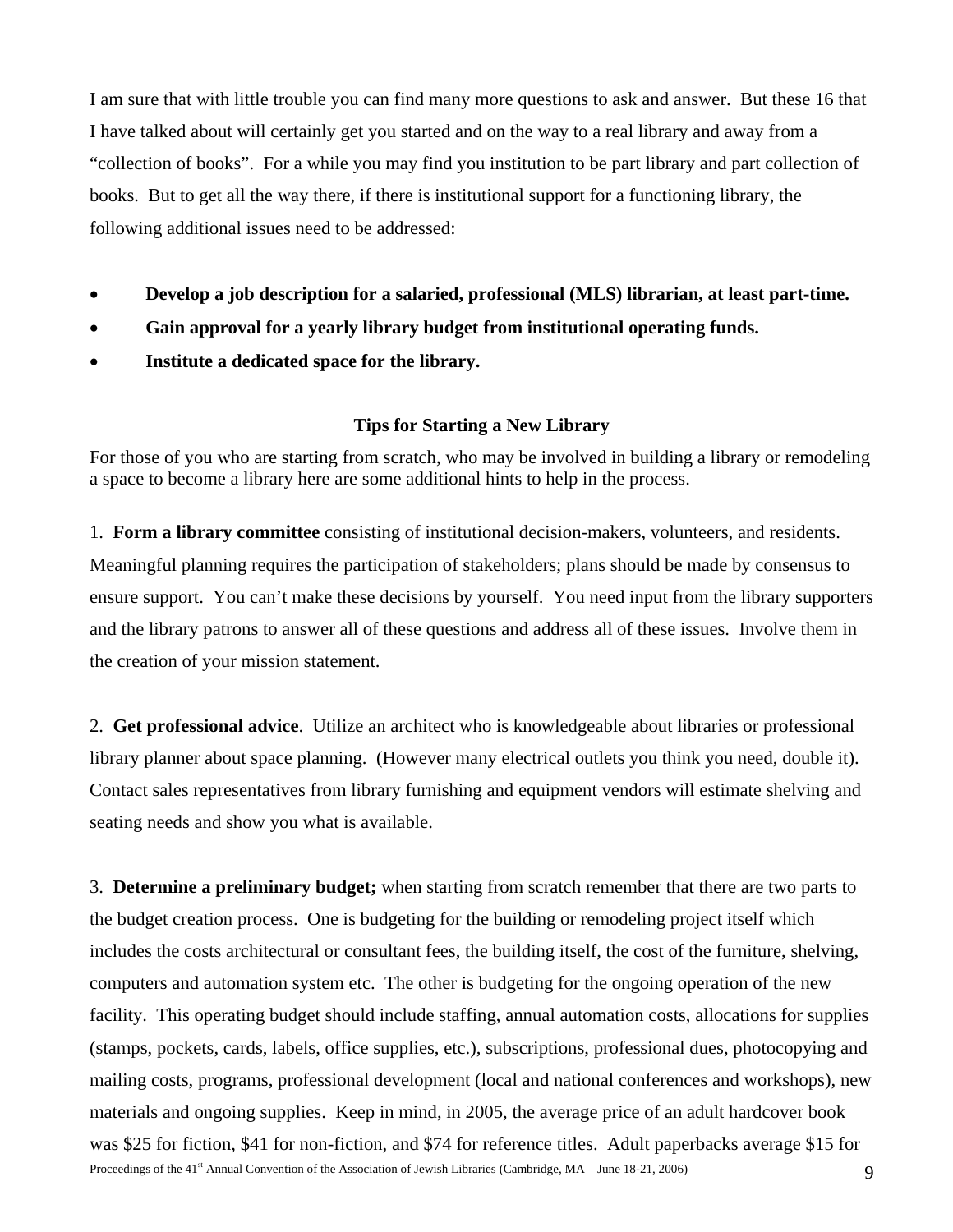I am sure that with little trouble you can find many more questions to ask and answer. But these 16 that I have talked about will certainly get you started and on the way to a real library and away from a "collection of books". For a while you may find you institution to be part library and part collection of books. But to get all the way there, if there is institutional support for a functioning library, the following additional issues need to be addressed:

- **Develop a job description for a salaried, professional (MLS) librarian, at least part-time.**
- **Gain approval for a yearly library budget from institutional operating funds.**
- **Institute a dedicated space for the library.**

### Tips for Starting a New Library

For those of you who are starting from scratch, who may be involved in building a library or remodeling a space to become a library here are some additional hints to help in the process.

1. **Form a library committee** consisting of institutional decision-makers, volunteers, and residents. Meaningful planning requires the participation of stakeholders; plans should be made by consensus to ensure support. You can't make these decisions by yourself. You need input from the library supporters and the library patrons to answer all of these questions and address all of these issues. Involve them in the creation of your mission statement.

2. **Get professional advice**. Utilize an architect who is knowledgeable about libraries or professional library planner about space planning. (However many electrical outlets you think you need, double it). Contact sales representatives from library furnishing and equipment vendors will estimate shelving and seating needs and show you what is available.

3. **Determine a preliminary budget;** when starting from scratch remember that there are two parts to the budget creation process. One is budgeting for the building or remodeling project itself which includes the costs architectural or consultant fees, the building itself, the cost of the furniture, shelving, computers and automation system etc. The other is budgeting for the ongoing operation of the new facility. This operating budget should include staffing, annual automation costs, allocations for supplies (stamps, pockets, cards, labels, office supplies, etc.), subscriptions, professional dues, photocopying and mailing costs, programs, professional development (local and national conferences and workshops), new materials and ongoing supplies. Keep in mind, in 2005, the average price of an adult hardcover book was $25 for fiction, $41 for non-fiction, and $74 for reference titles. Adult paperbacks average $15 for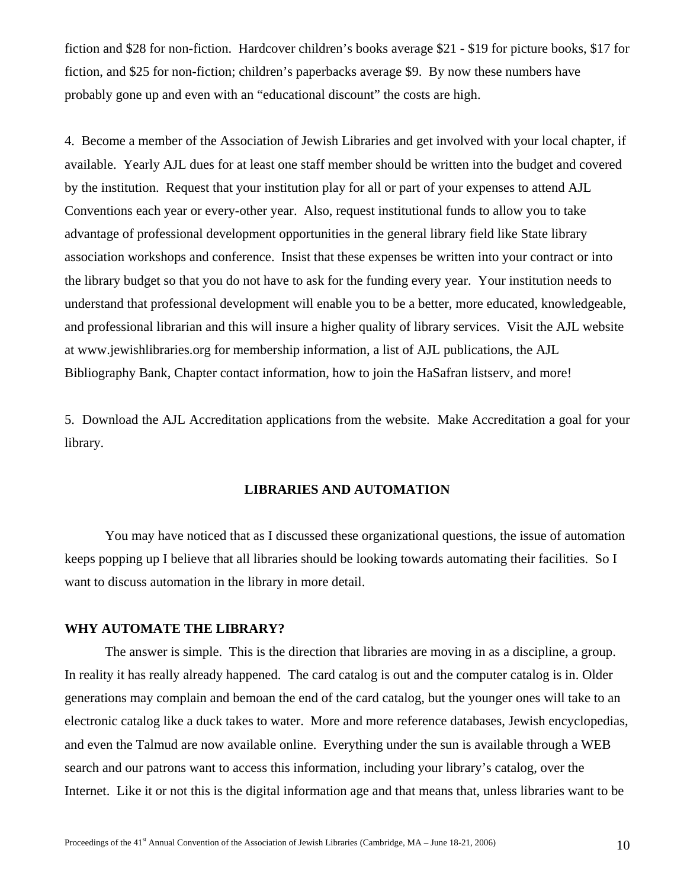fiction and $28 for non-fiction. Hardcover children's books average $21 - $19 for picture books, $17 for fiction, and $25 for non-fiction; children's paperbacks average $9. By now these numbers have probably gone up and even with an "educational discount" the costs are high.

4. Become a member of the Association of Jewish Libraries and get involved with your local chapter, if available. Yearly AJL dues for at least one staff member should be written into the budget and covered by the institution. Request that your institution play for all or part of your expenses to attend AJL Conventions each year or every-other year. Also, request institutional funds to allow you to take advantage of professional development opportunities in the general library field like State library association workshops and conference. Insist that these expenses be written into your contract or into the library budget so that you do not have to ask for the funding every year. Your institution needs to understand that professional development will enable you to be a better, more educated, knowledgeable, and professional librarian and this will insure a higher quality of library services. Visit the AJL website at www.jewishlibraries.org for membership information, a list of AJL publications, the AJL Bibliography Bank, Chapter contact information, how to join the HaSafran listserv, and more!

5. Download the AJL Accreditation applications from the website. Make Accreditation a goal for your library.

## LIBRARIES AND AUTOMATION

You may have noticed that as I discussed these organizational questions, the issue of automation keeps popping up I believe that all libraries should be looking towards automating their facilities. So I want to discuss automation in the library in more detail.

### WHY AUTOMATE THE LIBRARY?

The answer is simple. This is the direction that libraries are moving in as a discipline, a group. In reality it has really already happened. The card catalog is out and the computer catalog is in. Older generations may complain and bemoan the end of the card catalog, but the younger ones will take to an electronic catalog like a duck takes to water. More and more reference databases, Jewish encyclopedias, and even the Talmud are now available online. Everything under the sun is available through a WEB search and our patrons want to access this information, including your library's catalog, over the Internet. Like it or not this is the digital information age and that means that, unless libraries want to be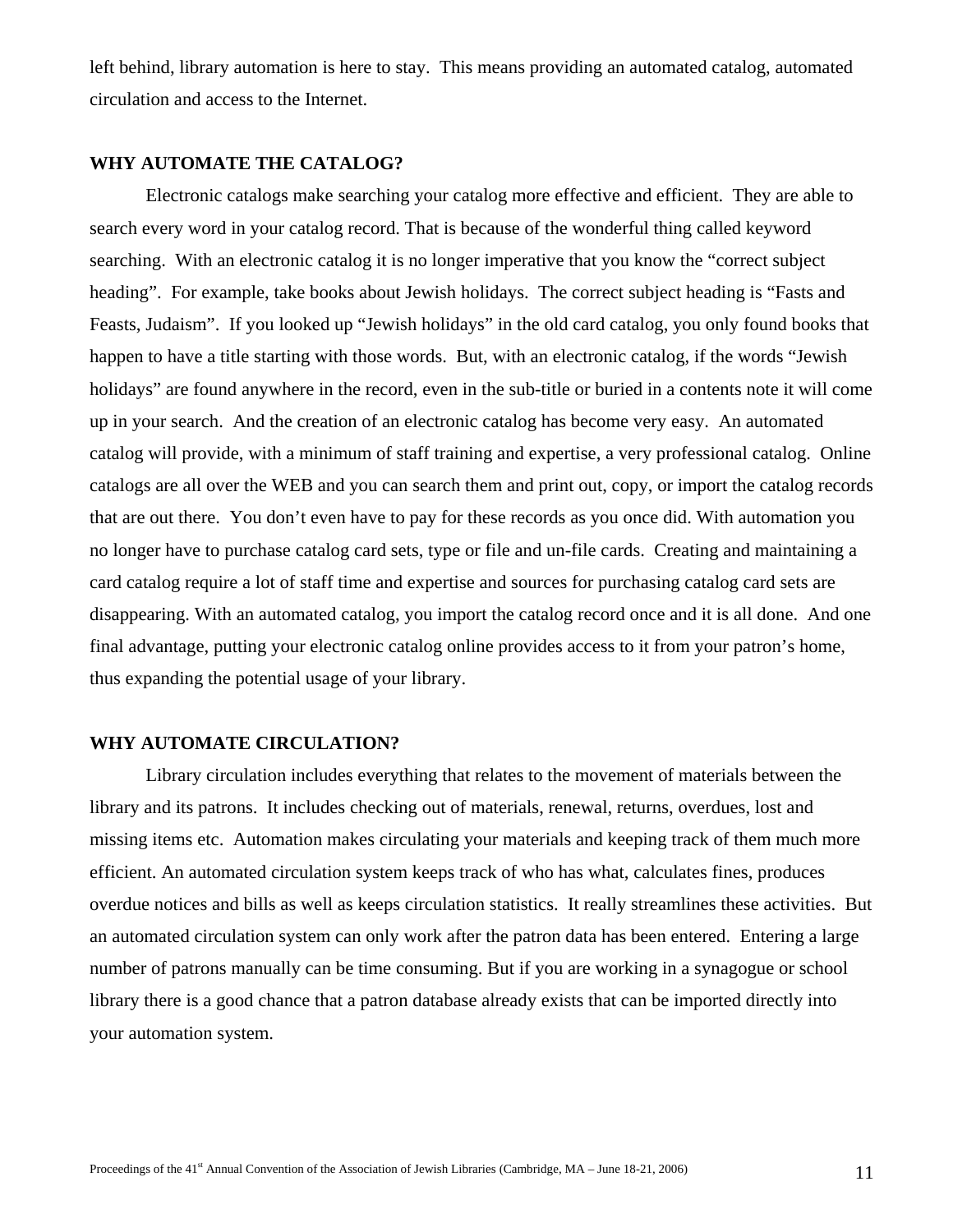left behind, library automation is here to stay. This means providing an automated catalog, automated circulation and access to the Internet.

## WHY AUTOMATE THE CATALOG?

Electronic catalogs make searching your catalog more effective and efficient. They are able to search every word in your catalog record. That is because of the wonderful thing called keyword searching. With an electronic catalog it is no longer imperative that you know the "correct subject heading". For example, take books about Jewish holidays. The correct subject heading is "Fasts and Feasts, Judaism". If you looked up "Jewish holidays" in the old card catalog, you only found books that happen to have a title starting with those words. But, with an electronic catalog, if the words "Jewish holidays" are found anywhere in the record, even in the sub-title or buried in a contents note it will come up in your search. And the creation of an electronic catalog has become very easy. An automated catalog will provide, with a minimum of staff training and expertise, a very professional catalog. Online catalogs are all over the WEB and you can search them and print out, copy, or import the catalog records that are out there. You don't even have to pay for these records as you once did. With automation you no longer have to purchase catalog card sets, type or file and un-file cards. Creating and maintaining a card catalog require a lot of staff time and expertise and sources for purchasing catalog card sets are disappearing. With an automated catalog, you import the catalog record once and it is all done. And one final advantage, putting your electronic catalog online provides access to it from your patron's home, thus expanding the potential usage of your library.

## WHY AUTOMATE CIRCULATION?

Library circulation includes everything that relates to the movement of materials between the library and its patrons. It includes checking out of materials, renewal, returns, overdues, lost and missing items etc. Automation makes circulating your materials and keeping track of them much more efficient. An automated circulation system keeps track of who has what, calculates fines, produces overdue notices and bills as well as keeps circulation statistics. It really streamlines these activities. But an automated circulation system can only work after the patron data has been entered. Entering a large number of patrons manually can be time consuming. But if you are working in a synagogue or school library there is a good chance that a patron database already exists that can be imported directly into your automation system.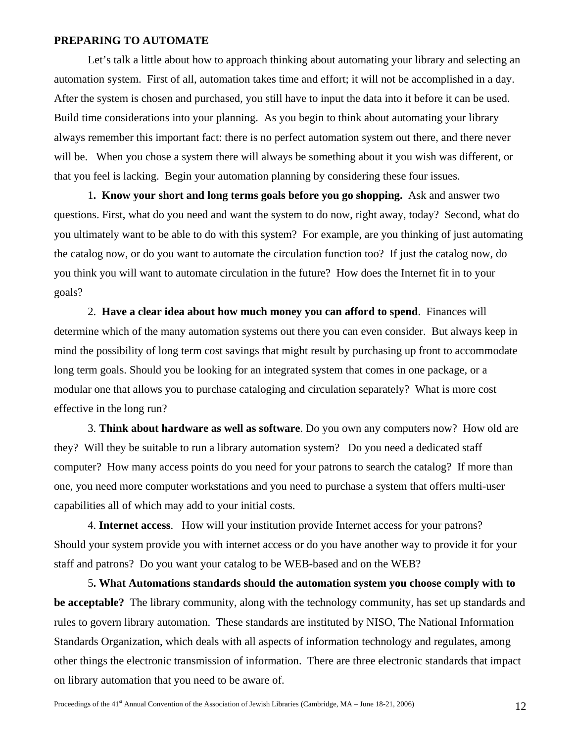**PREPARING TO AUTOMATE**

Let's talk a little about how to approach thinking about automating your library and selecting an automation system. First of all, automation takes time and effort; it will not be accomplished in a day. After the system is chosen and purchased, you still have to input the data into it before it can be used. Build time considerations into your planning. As you begin to think about automating your library always remember this important fact: there is no perfect automation system out there, and there never will be. When you chose a system there will always be something about it you wish was different, or that you feel is lacking. Begin your automation planning by considering these four issues.

1**. Know your short and long terms goals before you go shopping.** Ask and answer two questions. First, what do you need and want the system to do now, right away, today? Second, what do you ultimately want to be able to do with this system? For example, are you thinking of just automating the catalog now, or do you want to automate the circulation function too? If just the catalog now, do you think you will want to automate circulation in the future? How does the Internet fit in to your goals?

2. **Have a clear idea about how much money you can afford to spend**. Finances will determine which of the many automation systems out there you can even consider. But always keep in mind the possibility of long term cost savings that might result by purchasing up front to accommodate long term goals. Should you be looking for an integrated system that comes in one package, or a modular one that allows you to purchase cataloging and circulation separately? What is more cost effective in the long run?

3. **Think about hardware as well as software**. Do you own any computers now? How old are they? Will they be suitable to run a library automation system? Do you need a dedicated staff computer? How many access points do you need for your patrons to search the catalog? If more than one, you need more computer workstations and you need to purchase a system that offers multi-user capabilities all of which may add to your initial costs.

4. **Internet access**. How will your institution provide Internet access for your patrons? Should your system provide you with internet access or do you have another way to provide it for your staff and patrons? Do you want your catalog to be WEB-based and on the WEB?

5**. What Automations standards should the automation system you choose comply with to be acceptable?** The library community, along with the technology community, has set up standards and rules to govern library automation. These standards are instituted by NISO, The National Information Standards Organization, which deals with all aspects of information technology and regulates, among other things the electronic transmission of information. There are three electronic standards that impact on library automation that you need to be aware of.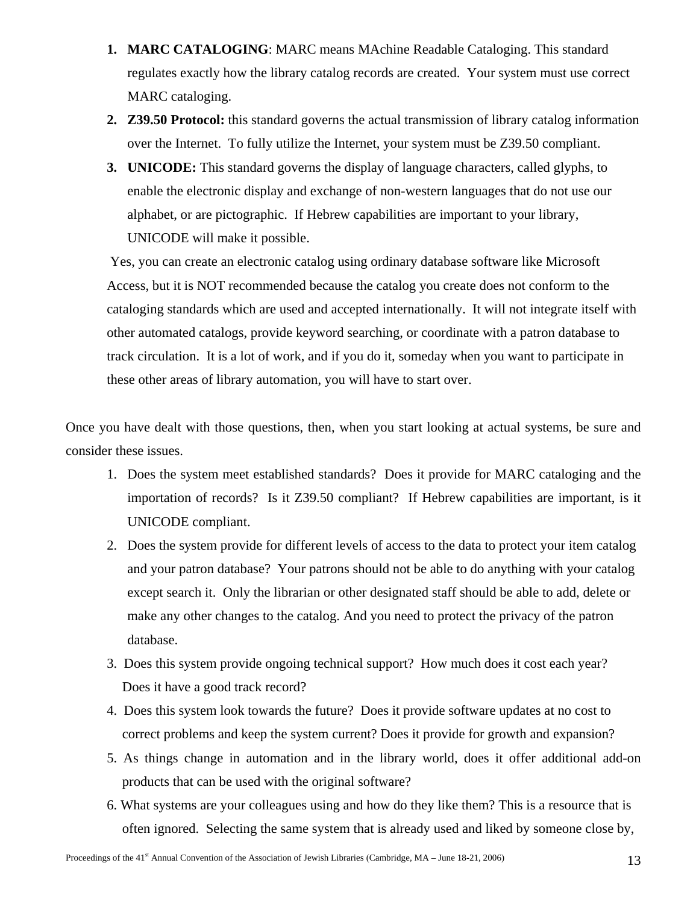1. **MARC CATALOGING**: MARC means MAchine Readable Cataloging. This standard regulates exactly how the library catalog records are created. Your system must use correct MARC cataloging.
2. **Z39.50 Protocol:** this standard governs the actual transmission of library catalog information over the Internet. To fully utilize the Internet, your system must be Z39.50 compliant.
3. **UNICODE:** This standard governs the display of language characters, called glyphs, to enable the electronic display and exchange of non-western languages that do not use our alphabet, or are pictographic. If Hebrew capabilities are important to your library, UNICODE will make it possible.

Yes, you can create an electronic catalog using ordinary database software like Microsoft Access, but it is NOT recommended because the catalog you create does not conform to the cataloging standards which are used and accepted internationally. It will not integrate itself with other automated catalogs, provide keyword searching, or coordinate with a patron database to track circulation. It is a lot of work, and if you do it, someday when you want to participate in these other areas of library automation, you will have to start over.

Once you have dealt with those questions, then, when you start looking at actual systems, be sure and consider these issues.

1. Does the system meet established standards? Does it provide for MARC cataloging and the importation of records? Is it Z39.50 compliant? If Hebrew capabilities are important, is it UNICODE compliant.
2. Does the system provide for different levels of access to the data to protect your item catalog and your patron database? Your patrons should not be able to do anything with your catalog except search it. Only the librarian or other designated staff should be able to add, delete or make any other changes to the catalog. And you need to protect the privacy of the patron database.
3. Does this system provide ongoing technical support? How much does it cost each year? Does it have a good track record?
4. Does this system look towards the future? Does it provide software updates at no cost to correct problems and keep the system current? Does it provide for growth and expansion?
5. As things change in automation and in the library world, does it offer additional add-on products that can be used with the original software?
6. What systems are your colleagues using and how do they like them? This is a resource that is often ignored. Selecting the same system that is already used and liked by someone close by,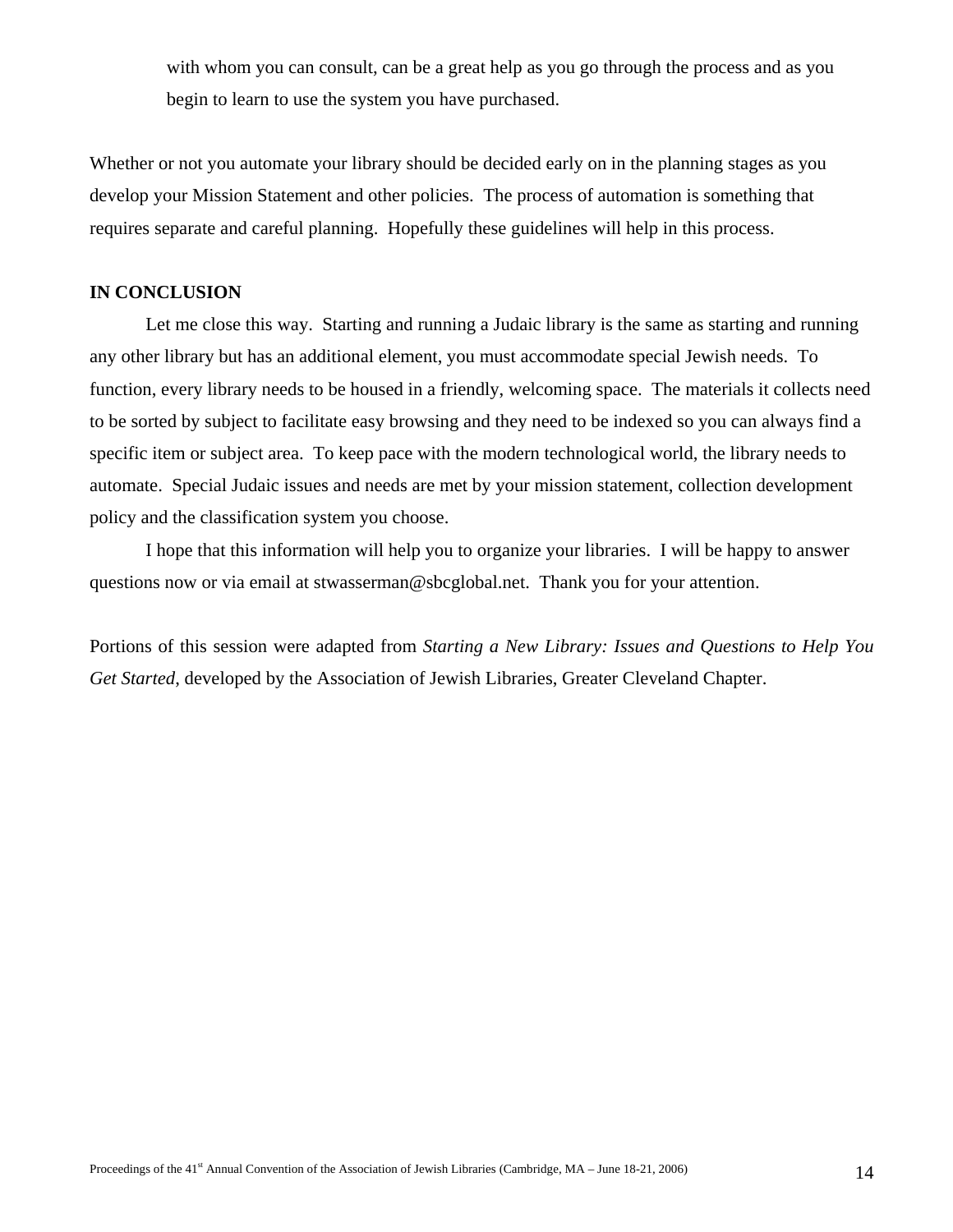with whom you can consult, can be a great help as you go through the process and as you begin to learn to use the system you have purchased.

Whether or not you automate your library should be decided early on in the planning stages as you develop your Mission Statement and other policies. The process of automation is something that requires separate and careful planning. Hopefully these guidelines will help in this process.

**IN CONCLUSION**

Let me close this way. Starting and running a Judaic library is the same as starting and running any other library but has an additional element, you must accommodate special Jewish needs. To function, every library needs to be housed in a friendly, welcoming space. The materials it collects need to be sorted by subject to facilitate easy browsing and they need to be indexed so you can always find a specific item or subject area. To keep pace with the modern technological world, the library needs to automate. Special Judaic issues and needs are met by your mission statement, collection development policy and the classification system you choose.

I hope that this information will help you to organize your libraries. I will be happy to answer questions now or via email at stwasserman@sbcglobal.net. Thank you for your attention.

Portions of this session were adapted from *Starting a New Library: Issues and Questions to Help You Get Started*, developed by the Association of Jewish Libraries, Greater Cleveland Chapter.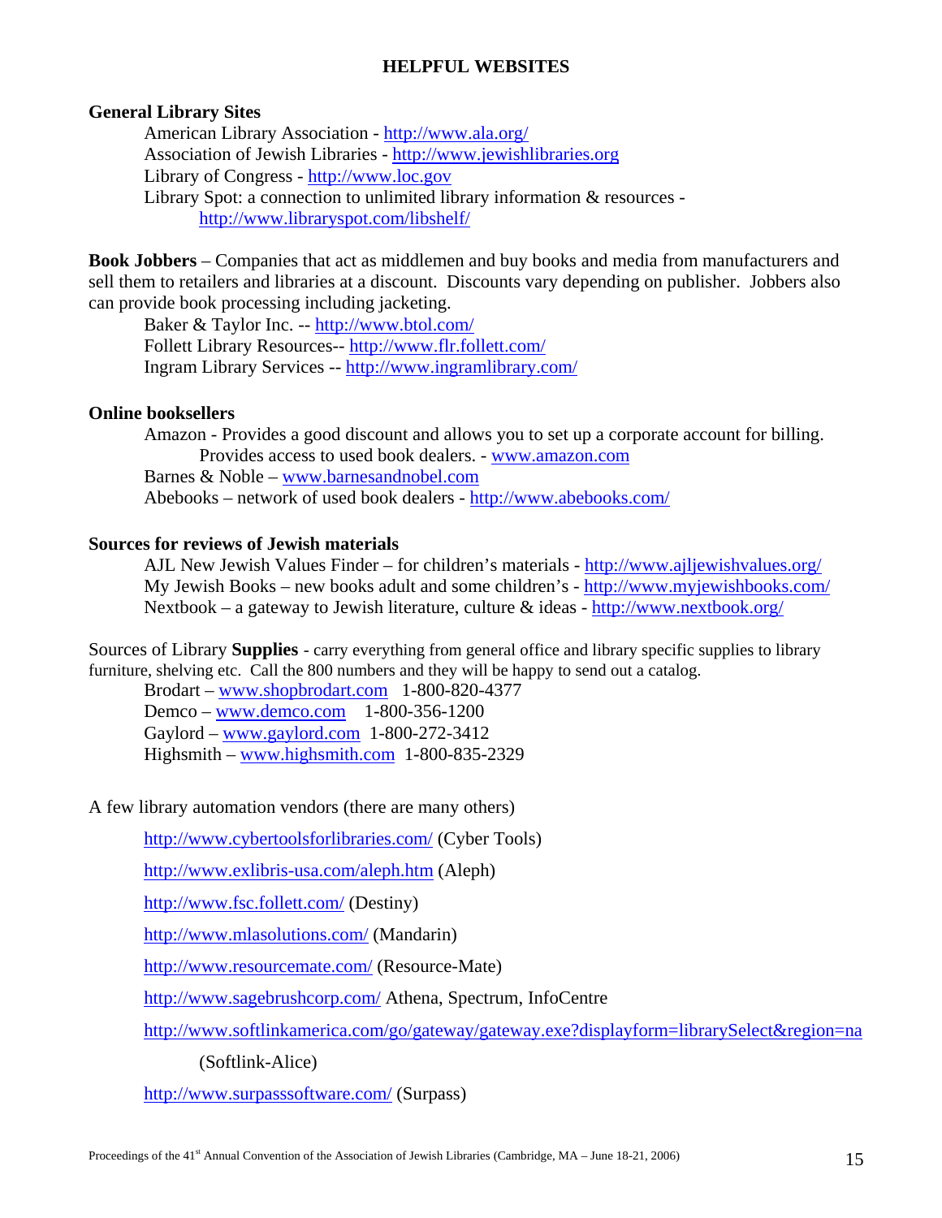## HELPFUL WEBSITES

**General Library Sites**

American Library Association - http://www.ala.org/
Association of Jewish Libraries - http://www.jewishlibraries.org
Library of Congress - http://www.loc.gov
Library Spot: a connection to unlimited library information & resources - http://www.libraryspot.com/libshelf/

**Book Jobbers** – Companies that act as middlemen and buy books and media from manufacturers and sell them to retailers and libraries at a discount. Discounts vary depending on publisher. Jobbers also can provide book processing including jacketing.

Baker & Taylor Inc. -- http://www.btol.com/
Follett Library Resources-- http://www.flr.follett.com/
Ingram Library Services -- http://www.ingramlibrary.com/

**Online booksellers**

Amazon - Provides a good discount and allows you to set up a corporate account for billing. Provides access to used book dealers. - www.amazon.com
Barnes & Noble – www.barnesandnobel.com
Abebooks – network of used book dealers - http://www.abebooks.com/

**Sources for reviews of Jewish materials**

AJL New Jewish Values Finder – for children's materials - http://www.ajljewishvalues.org/
My Jewish Books – new books adult and some children's - http://www.myjewishbooks.com/
Nextbook – a gateway to Jewish literature, culture & ideas - http://www.nextbook.org/

Sources of Library **Supplies** - carry everything from general office and library specific supplies to library furniture, shelving etc. Call the 800 numbers and they will be happy to send out a catalog.

Brodart – www.shopbrodart.com 1-800-820-4377
Demco – www.demco.com 1-800-356-1200
Gaylord – www.gaylord.com 1-800-272-3412
Highsmith – www.highsmith.com 1-800-835-2329

A few library automation vendors (there are many others)

http://www.cybertoolsforlibraries.com/ (Cyber Tools)

http://www.exlibris-usa.com/aleph.htm (Aleph)

http://www.fsc.follett.com/ (Destiny)

http://www.mlasolutions.com/ (Mandarin)

http://www.resourcemate.com/ (Resource-Mate)

http://www.sagebrushcorp.com/ Athena, Spectrum, InfoCentre

http://www.softlinkamerica.com/go/gateway/gateway.exe?displayform=librarySelect&region=na (Softlink-Alice)

http://www.surpasssoftware.com/ (Surpass)